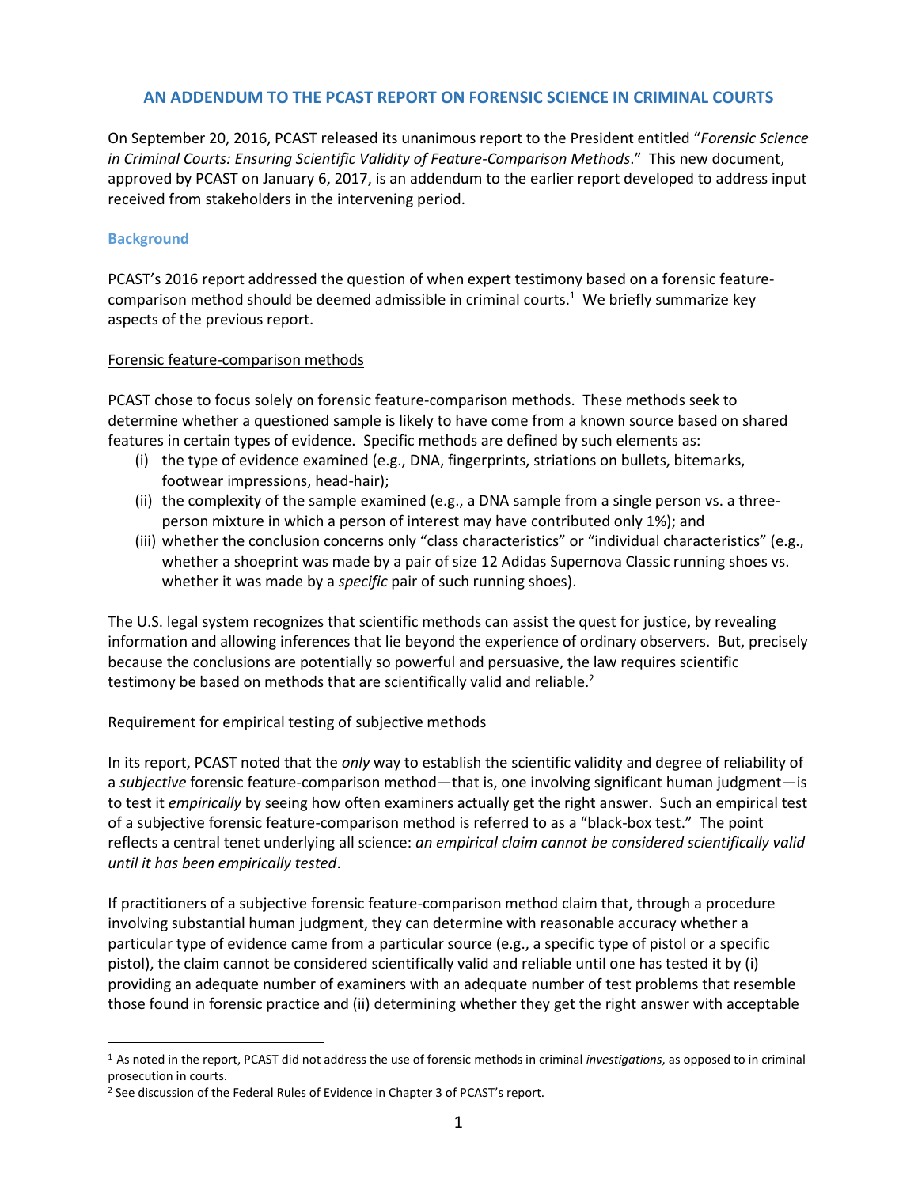# AN ADDENDUM TO THE PCAST REPORT ON FORENSIC SCIENCE IN CRIMINAL COURTS

On September 20, 2016, PCAST released its unanimous report to the President entitled "*Forensic Science in Criminal Courts: Ensuring Scientific Validity of Feature-Comparison Methods*." This new document, approved by PCAST on January 6, 2017, is an addendum to the earlier report developed to address input received from stakeholders in the intervening period.

## Background

PCAST's 2016 report addressed the question of when expert testimony based on a forensic feature-comparison method should be deemed admissible in criminal courts.[1] We briefly summarize key aspects of the previous report.

### Forensic feature-comparison methods

PCAST chose to focus solely on forensic feature-comparison methods. These methods seek to determine whether a questioned sample is likely to have come from a known source based on shared features in certain types of evidence. Specific methods are defined by such elements as:

(i) the type of evidence examined (e.g., DNA, fingerprints, striations on bullets, bitemarks, footwear impressions, head-hair);
(ii) the complexity of the sample examined (e.g., a DNA sample from a single person vs. a three-person mixture in which a person of interest may have contributed only 1%); and
(iii) whether the conclusion concerns only "class characteristics" or "individual characteristics" (e.g., whether a shoeprint was made by a pair of size 12 Adidas Supernova Classic running shoes vs. whether it was made by a *specific* pair of such running shoes).

The U.S. legal system recognizes that scientific methods can assist the quest for justice, by revealing information and allowing inferences that lie beyond the experience of ordinary observers. But, precisely because the conclusions are potentially so powerful and persuasive, the law requires scientific testimony be based on methods that are scientifically valid and reliable.[2]

### Requirement for empirical testing of subjective methods

In its report, PCAST noted that the *only* way to establish the scientific validity and degree of reliability of a *subjective* forensic feature-comparison method—that is, one involving significant human judgment—is to test it *empirically* by seeing how often examiners actually get the right answer. Such an empirical test of a subjective forensic feature-comparison method is referred to as a "black-box test." The point reflects a central tenet underlying all science: *an empirical claim cannot be considered scientifically valid until it has been empirically tested*.

If practitioners of a subjective forensic feature-comparison method claim that, through a procedure involving substantial human judgment, they can determine with reasonable accuracy whether a particular type of evidence came from a particular source (e.g., a specific type of pistol or a specific pistol), the claim cannot be considered scientifically valid and reliable until one has tested it by (i) providing an adequate number of examiners with an adequate number of test problems that resemble those found in forensic practice and (ii) determining whether they get the right answer with acceptable

---

[1] As noted in the report, PCAST did not address the use of forensic methods in criminal *investigations*, as opposed to in criminal prosecution in courts.

[2] See discussion of the Federal Rules of Evidence in Chapter 3 of PCAST's report.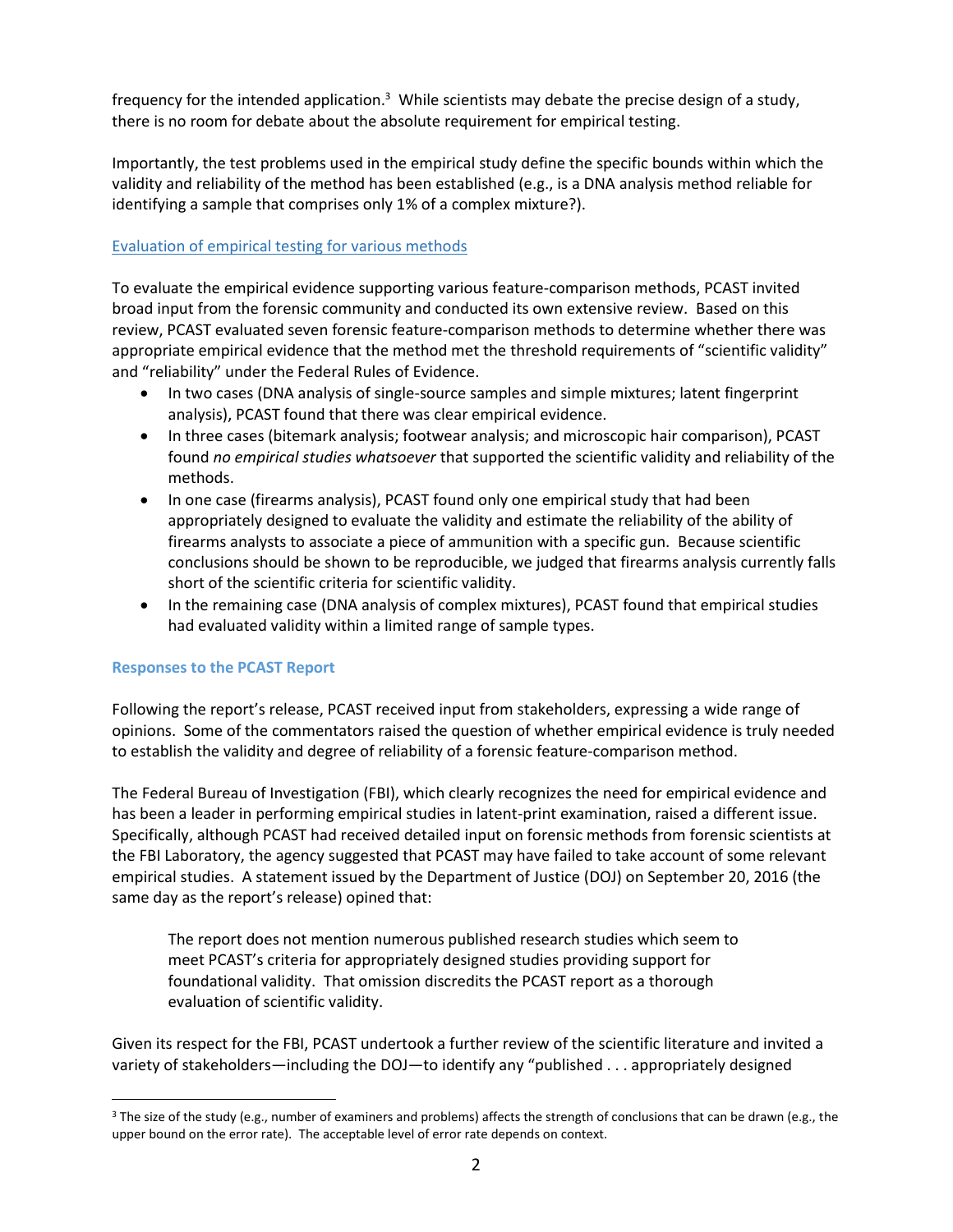frequency for the intended application.[3] While scientists may debate the precise design of a study, there is no room for debate about the absolute requirement for empirical testing.

Importantly, the test problems used in the empirical study define the specific bounds within which the validity and reliability of the method has been established (e.g., is a DNA analysis method reliable for identifying a sample that comprises only 1% of a complex mixture?).

### Evaluation of empirical testing for various methods

To evaluate the empirical evidence supporting various feature-comparison methods, PCAST invited broad input from the forensic community and conducted its own extensive review. Based on this review, PCAST evaluated seven forensic feature-comparison methods to determine whether there was appropriate empirical evidence that the method met the threshold requirements of "scientific validity" and "reliability" under the Federal Rules of Evidence.

- In two cases (DNA analysis of single-source samples and simple mixtures; latent fingerprint analysis), PCAST found that there was clear empirical evidence.
- In three cases (bitemark analysis; footwear analysis; and microscopic hair comparison), PCAST found *no empirical studies whatsoever* that supported the scientific validity and reliability of the methods.
- In one case (firearms analysis), PCAST found only one empirical study that had been appropriately designed to evaluate the validity and estimate the reliability of the ability of firearms analysts to associate a piece of ammunition with a specific gun. Because scientific conclusions should be shown to be reproducible, we judged that firearms analysis currently falls short of the scientific criteria for scientific validity.
- In the remaining case (DNA analysis of complex mixtures), PCAST found that empirical studies had evaluated validity within a limited range of sample types.

## Responses to the PCAST Report

Following the report's release, PCAST received input from stakeholders, expressing a wide range of opinions. Some of the commentators raised the question of whether empirical evidence is truly needed to establish the validity and degree of reliability of a forensic feature-comparison method.

The Federal Bureau of Investigation (FBI), which clearly recognizes the need for empirical evidence and has been a leader in performing empirical studies in latent-print examination, raised a different issue. Specifically, although PCAST had received detailed input on forensic methods from forensic scientists at the FBI Laboratory, the agency suggested that PCAST may have failed to take account of some relevant empirical studies. A statement issued by the Department of Justice (DOJ) on September 20, 2016 (the same day as the report's release) opined that:

> The report does not mention numerous published research studies which seem to meet PCAST's criteria for appropriately designed studies providing support for foundational validity. That omission discredits the PCAST report as a thorough evaluation of scientific validity.

Given its respect for the FBI, PCAST undertook a further review of the scientific literature and invited a variety of stakeholders—including the DOJ—to identify any "published . . . appropriately designed

[3] The size of the study (e.g., number of examiners and problems) affects the strength of conclusions that can be drawn (e.g., the upper bound on the error rate). The acceptable level of error rate depends on context.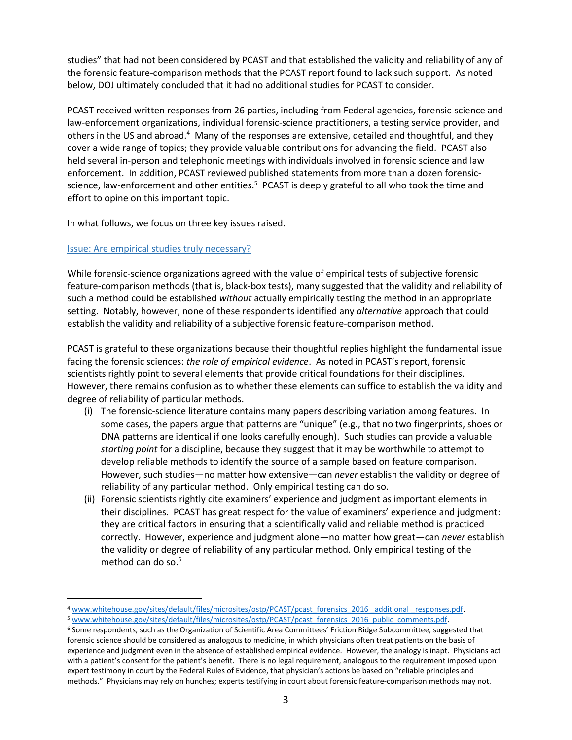studies" that had not been considered by PCAST and that established the validity and reliability of any of the forensic feature-comparison methods that the PCAST report found to lack such support. As noted below, DOJ ultimately concluded that it had no additional studies for PCAST to consider.

PCAST received written responses from 26 parties, including from Federal agencies, forensic-science and law-enforcement organizations, individual forensic-science practitioners, a testing service provider, and others in the US and abroad.[4] Many of the responses are extensive, detailed and thoughtful, and they cover a wide range of topics; they provide valuable contributions for advancing the field. PCAST also held several in-person and telephonic meetings with individuals involved in forensic science and law enforcement. In addition, PCAST reviewed published statements from more than a dozen forensic-science, law-enforcement and other entities.[5] PCAST is deeply grateful to all who took the time and effort to opine on this important topic.

In what follows, we focus on three key issues raised.

## Issue: Are empirical studies truly necessary?

While forensic-science organizations agreed with the value of empirical tests of subjective forensic feature-comparison methods (that is, black-box tests), many suggested that the validity and reliability of such a method could be established *without* actually empirically testing the method in an appropriate setting. Notably, however, none of these respondents identified any *alternative* approach that could establish the validity and reliability of a subjective forensic feature-comparison method.

PCAST is grateful to these organizations because their thoughtful replies highlight the fundamental issue facing the forensic sciences: *the role of empirical evidence*. As noted in PCAST's report, forensic scientists rightly point to several elements that provide critical foundations for their disciplines. However, there remains confusion as to whether these elements can suffice to establish the validity and degree of reliability of particular methods.

(i) The forensic-science literature contains many papers describing variation among features. In some cases, the papers argue that patterns are "unique" (e.g., that no two fingerprints, shoes or DNA patterns are identical if one looks carefully enough). Such studies can provide a valuable *starting point* for a discipline, because they suggest that it may be worthwhile to attempt to develop reliable methods to identify the source of a sample based on feature comparison. However, such studies—no matter how extensive—can *never* establish the validity or degree of reliability of any particular method. Only empirical testing can do so.

(ii) Forensic scientists rightly cite examiners' experience and judgment as important elements in their disciplines. PCAST has great respect for the value of examiners' experience and judgment: they are critical factors in ensuring that a scientifically valid and reliable method is practiced correctly. However, experience and judgment alone—no matter how great—can *never* establish the validity or degree of reliability of any particular method. Only empirical testing of the method can do so.[6]

---

[4] www.whitehouse.gov/sites/default/files/microsites/ostp/PCAST/pcast_forensics_2016 _additional _responses.pdf.

[5] www.whitehouse.gov/sites/default/files/microsites/ostp/PCAST/pcast_forensics_2016_public_comments.pdf.

[6] Some respondents, such as the Organization of Scientific Area Committees' Friction Ridge Subcommittee, suggested that forensic science should be considered as analogous to medicine, in which physicians often treat patients on the basis of experience and judgment even in the absence of established empirical evidence. However, the analogy is inapt. Physicians act with a patient's consent for the patient's benefit. There is no legal requirement, analogous to the requirement imposed upon expert testimony in court by the Federal Rules of Evidence, that physician's actions be based on "reliable principles and methods." Physicians may rely on hunches; experts testifying in court about forensic feature-comparison methods may not.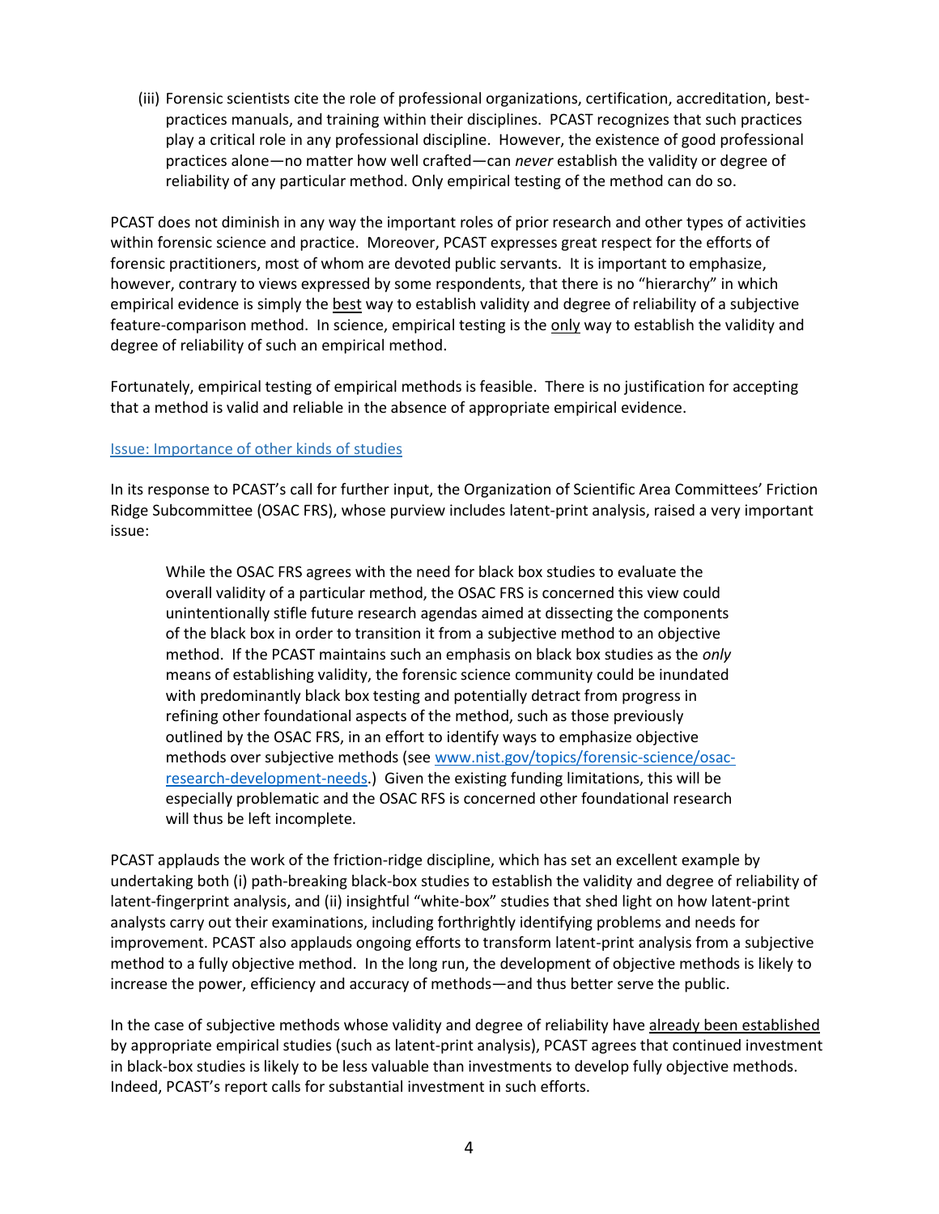(iii) Forensic scientists cite the role of professional organizations, certification, accreditation, best-practices manuals, and training within their disciplines. PCAST recognizes that such practices play a critical role in any professional discipline. However, the existence of good professional practices alone—no matter how well crafted—can *never* establish the validity or degree of reliability of any particular method. Only empirical testing of the method can do so.

PCAST does not diminish in any way the important roles of prior research and other types of activities within forensic science and practice. Moreover, PCAST expresses great respect for the efforts of forensic practitioners, most of whom are devoted public servants. It is important to emphasize, however, contrary to views expressed by some respondents, that there is no "hierarchy" in which empirical evidence is simply the <u>best</u> way to establish validity and degree of reliability of a subjective feature-comparison method. In science, empirical testing is the <u>only</u> way to establish the validity and degree of reliability of such an empirical method.

Fortunately, empirical testing of empirical methods is feasible. There is no justification for accepting that a method is valid and reliable in the absence of appropriate empirical evidence.

## Issue: Importance of other kinds of studies

In its response to PCAST's call for further input, the Organization of Scientific Area Committees' Friction Ridge Subcommittee (OSAC FRS), whose purview includes latent-print analysis, raised a very important issue:

> While the OSAC FRS agrees with the need for black box studies to evaluate the overall validity of a particular method, the OSAC FRS is concerned this view could unintentionally stifle future research agendas aimed at dissecting the components of the black box in order to transition it from a subjective method to an objective method. If the PCAST maintains such an emphasis on black box studies as the *only* means of establishing validity, the forensic science community could be inundated with predominantly black box testing and potentially detract from progress in refining other foundational aspects of the method, such as those previously outlined by the OSAC FRS, in an effort to identify ways to emphasize objective methods over subjective methods (see www.nist.gov/topics/forensic-science/osac-research-development-needs.) Given the existing funding limitations, this will be especially problematic and the OSAC RFS is concerned other foundational research will thus be left incomplete.

PCAST applauds the work of the friction-ridge discipline, which has set an excellent example by undertaking both (i) path-breaking black-box studies to establish the validity and degree of reliability of latent-fingerprint analysis, and (ii) insightful "white-box" studies that shed light on how latent-print analysts carry out their examinations, including forthrightly identifying problems and needs for improvement. PCAST also applauds ongoing efforts to transform latent-print analysis from a subjective method to a fully objective method. In the long run, the development of objective methods is likely to increase the power, efficiency and accuracy of methods—and thus better serve the public.

In the case of subjective methods whose validity and degree of reliability have <u>already been established</u> by appropriate empirical studies (such as latent-print analysis), PCAST agrees that continued investment in black-box studies is likely to be less valuable than investments to develop fully objective methods. Indeed, PCAST's report calls for substantial investment in such efforts.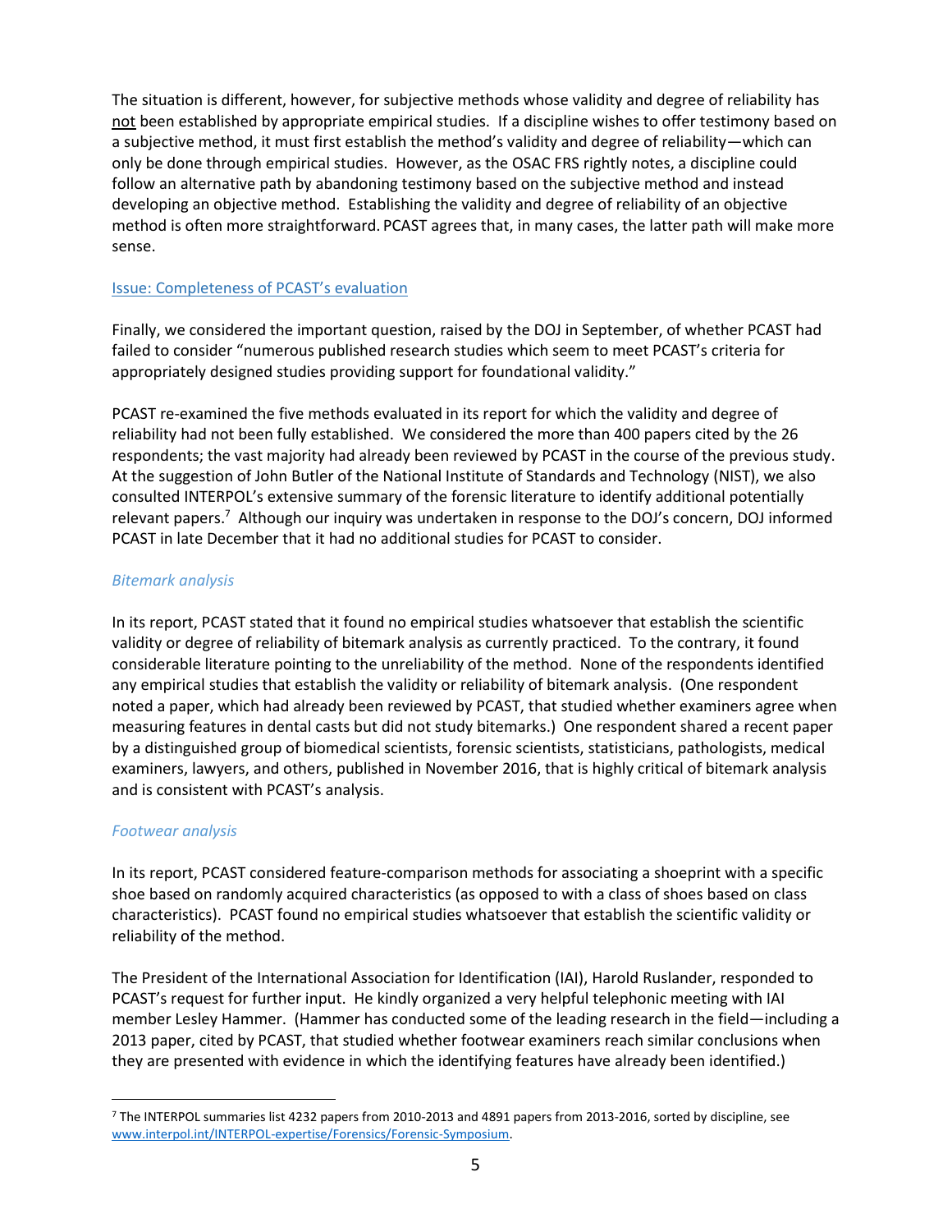The situation is different, however, for subjective methods whose validity and degree of reliability has not been established by appropriate empirical studies. If a discipline wishes to offer testimony based on a subjective method, it must first establish the method's validity and degree of reliability—which can only be done through empirical studies. However, as the OSAC FRS rightly notes, a discipline could follow an alternative path by abandoning testimony based on the subjective method and instead developing an objective method. Establishing the validity and degree of reliability of an objective method is often more straightforward. PCAST agrees that, in many cases, the latter path will make more sense.

### Issue: Completeness of PCAST's evaluation

Finally, we considered the important question, raised by the DOJ in September, of whether PCAST had failed to consider "numerous published research studies which seem to meet PCAST's criteria for appropriately designed studies providing support for foundational validity."

PCAST re-examined the five methods evaluated in its report for which the validity and degree of reliability had not been fully established. We considered the more than 400 papers cited by the 26 respondents; the vast majority had already been reviewed by PCAST in the course of the previous study. At the suggestion of John Butler of the National Institute of Standards and Technology (NIST), we also consulted INTERPOL's extensive summary of the forensic literature to identify additional potentially relevant papers.[7] Although our inquiry was undertaken in response to the DOJ's concern, DOJ informed PCAST in late December that it had no additional studies for PCAST to consider.

#### *Bitemark analysis*

In its report, PCAST stated that it found no empirical studies whatsoever that establish the scientific validity or degree of reliability of bitemark analysis as currently practiced. To the contrary, it found considerable literature pointing to the unreliability of the method. None of the respondents identified any empirical studies that establish the validity or reliability of bitemark analysis. (One respondent noted a paper, which had already been reviewed by PCAST, that studied whether examiners agree when measuring features in dental casts but did not study bitemarks.) One respondent shared a recent paper by a distinguished group of biomedical scientists, forensic scientists, statisticians, pathologists, medical examiners, lawyers, and others, published in November 2016, that is highly critical of bitemark analysis and is consistent with PCAST's analysis.

#### *Footwear analysis*

In its report, PCAST considered feature-comparison methods for associating a shoeprint with a specific shoe based on randomly acquired characteristics (as opposed to with a class of shoes based on class characteristics). PCAST found no empirical studies whatsoever that establish the scientific validity or reliability of the method.

The President of the International Association for Identification (IAI), Harold Ruslander, responded to PCAST's request for further input. He kindly organized a very helpful telephonic meeting with IAI member Lesley Hammer. (Hammer has conducted some of the leading research in the field—including a 2013 paper, cited by PCAST, that studied whether footwear examiners reach similar conclusions when they are presented with evidence in which the identifying features have already been identified.)

---

[7] The INTERPOL summaries list 4232 papers from 2010-2013 and 4891 papers from 2013-2016, sorted by discipline, see www.interpol.int/INTERPOL-expertise/Forensics/Forensic-Symposium.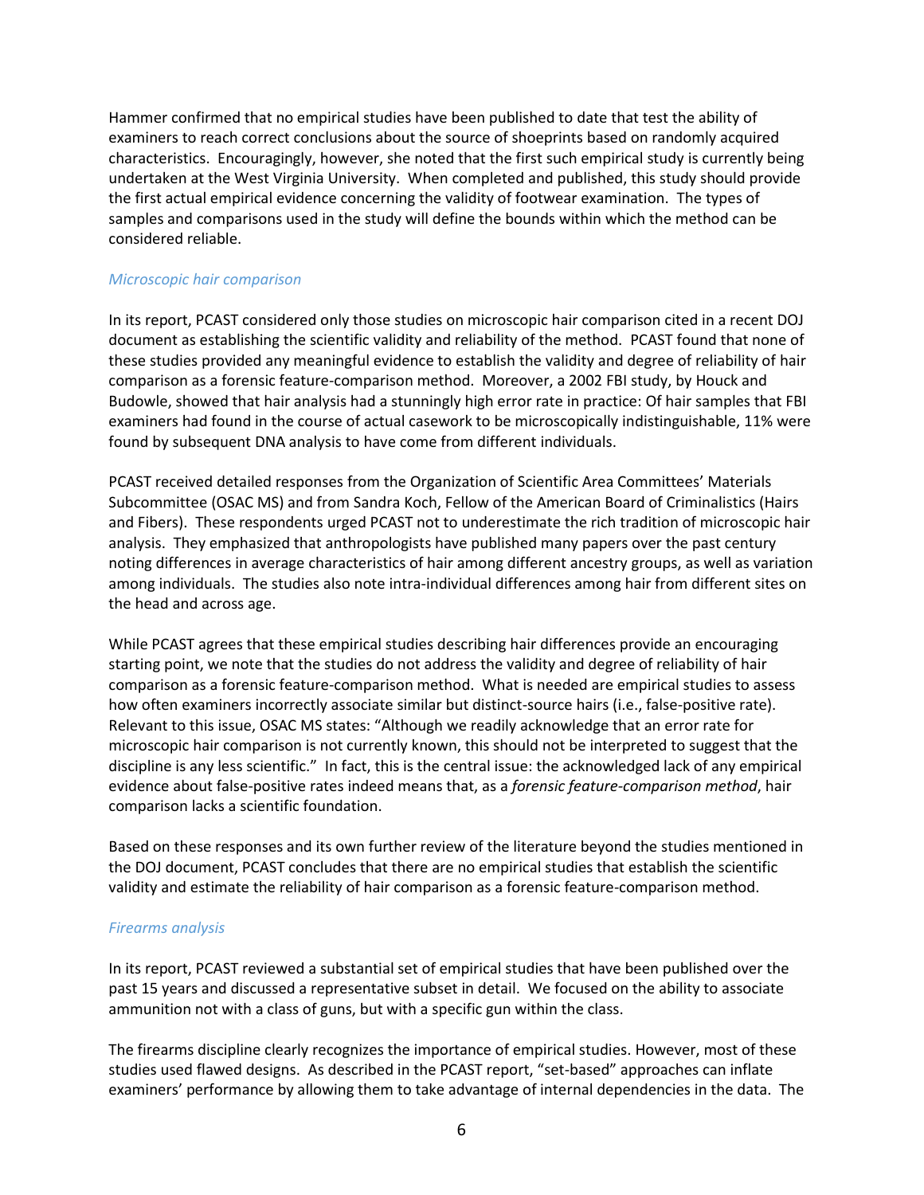Hammer confirmed that no empirical studies have been published to date that test the ability of examiners to reach correct conclusions about the source of shoeprints based on randomly acquired characteristics. Encouragingly, however, she noted that the first such empirical study is currently being undertaken at the West Virginia University. When completed and published, this study should provide the first actual empirical evidence concerning the validity of footwear examination. The types of samples and comparisons used in the study will define the bounds within which the method can be considered reliable.

### *Microscopic hair comparison*

In its report, PCAST considered only those studies on microscopic hair comparison cited in a recent DOJ document as establishing the scientific validity and reliability of the method. PCAST found that none of these studies provided any meaningful evidence to establish the validity and degree of reliability of hair comparison as a forensic feature-comparison method. Moreover, a 2002 FBI study, by Houck and Budowle, showed that hair analysis had a stunningly high error rate in practice: Of hair samples that FBI examiners had found in the course of actual casework to be microscopically indistinguishable, 11% were found by subsequent DNA analysis to have come from different individuals.

PCAST received detailed responses from the Organization of Scientific Area Committees' Materials Subcommittee (OSAC MS) and from Sandra Koch, Fellow of the American Board of Criminalistics (Hairs and Fibers). These respondents urged PCAST not to underestimate the rich tradition of microscopic hair analysis. They emphasized that anthropologists have published many papers over the past century noting differences in average characteristics of hair among different ancestry groups, as well as variation among individuals. The studies also note intra-individual differences among hair from different sites on the head and across age.

While PCAST agrees that these empirical studies describing hair differences provide an encouraging starting point, we note that the studies do not address the validity and degree of reliability of hair comparison as a forensic feature-comparison method. What is needed are empirical studies to assess how often examiners incorrectly associate similar but distinct-source hairs (i.e., false-positive rate). Relevant to this issue, OSAC MS states: "Although we readily acknowledge that an error rate for microscopic hair comparison is not currently known, this should not be interpreted to suggest that the discipline is any less scientific." In fact, this is the central issue: the acknowledged lack of any empirical evidence about false-positive rates indeed means that, as a *forensic feature-comparison method*, hair comparison lacks a scientific foundation.

Based on these responses and its own further review of the literature beyond the studies mentioned in the DOJ document, PCAST concludes that there are no empirical studies that establish the scientific validity and estimate the reliability of hair comparison as a forensic feature-comparison method.

### *Firearms analysis*

In its report, PCAST reviewed a substantial set of empirical studies that have been published over the past 15 years and discussed a representative subset in detail. We focused on the ability to associate ammunition not with a class of guns, but with a specific gun within the class.

The firearms discipline clearly recognizes the importance of empirical studies. However, most of these studies used flawed designs. As described in the PCAST report, "set-based" approaches can inflate examiners' performance by allowing them to take advantage of internal dependencies in the data. The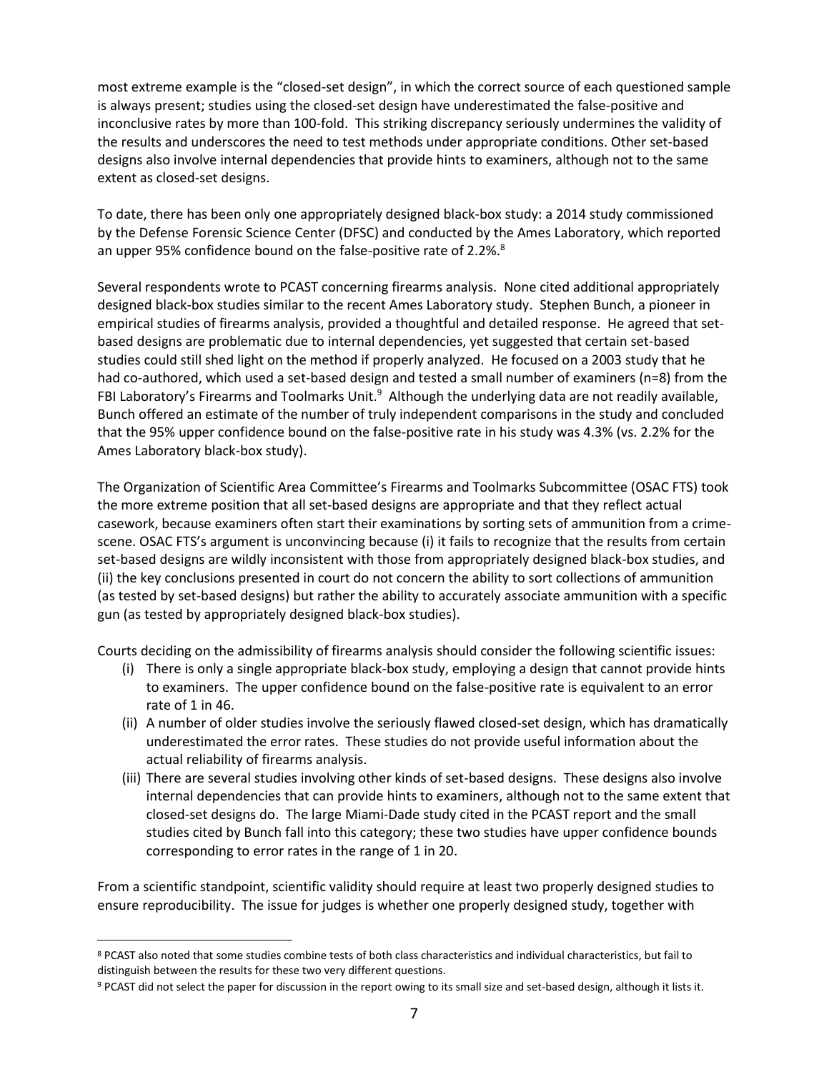most extreme example is the "closed-set design", in which the correct source of each questioned sample is always present; studies using the closed-set design have underestimated the false-positive and inconclusive rates by more than 100-fold. This striking discrepancy seriously undermines the validity of the results and underscores the need to test methods under appropriate conditions. Other set-based designs also involve internal dependencies that provide hints to examiners, although not to the same extent as closed-set designs.

To date, there has been only one appropriately designed black-box study: a 2014 study commissioned by the Defense Forensic Science Center (DFSC) and conducted by the Ames Laboratory, which reported an upper 95% confidence bound on the false-positive rate of 2.2%.[8]

Several respondents wrote to PCAST concerning firearms analysis. None cited additional appropriately designed black-box studies similar to the recent Ames Laboratory study. Stephen Bunch, a pioneer in empirical studies of firearms analysis, provided a thoughtful and detailed response. He agreed that set-based designs are problematic due to internal dependencies, yet suggested that certain set-based studies could still shed light on the method if properly analyzed. He focused on a 2003 study that he had co-authored, which used a set-based design and tested a small number of examiners (n=8) from the FBI Laboratory's Firearms and Toolmarks Unit.[9] Although the underlying data are not readily available, Bunch offered an estimate of the number of truly independent comparisons in the study and concluded that the 95% upper confidence bound on the false-positive rate in his study was 4.3% (vs. 2.2% for the Ames Laboratory black-box study).

The Organization of Scientific Area Committee's Firearms and Toolmarks Subcommittee (OSAC FTS) took the more extreme position that all set-based designs are appropriate and that they reflect actual casework, because examiners often start their examinations by sorting sets of ammunition from a crime-scene. OSAC FTS's argument is unconvincing because (i) it fails to recognize that the results from certain set-based designs are wildly inconsistent with those from appropriately designed black-box studies, and (ii) the key conclusions presented in court do not concern the ability to sort collections of ammunition (as tested by set-based designs) but rather the ability to accurately associate ammunition with a specific gun (as tested by appropriately designed black-box studies).

Courts deciding on the admissibility of firearms analysis should consider the following scientific issues:

(i) There is only a single appropriate black-box study, employing a design that cannot provide hints to examiners. The upper confidence bound on the false-positive rate is equivalent to an error rate of 1 in 46.

(ii) A number of older studies involve the seriously flawed closed-set design, which has dramatically underestimated the error rates. These studies do not provide useful information about the actual reliability of firearms analysis.

(iii) There are several studies involving other kinds of set-based designs. These designs also involve internal dependencies that can provide hints to examiners, although not to the same extent that closed-set designs do. The large Miami-Dade study cited in the PCAST report and the small studies cited by Bunch fall into this category; these two studies have upper confidence bounds corresponding to error rates in the range of 1 in 20.

From a scientific standpoint, scientific validity should require at least two properly designed studies to ensure reproducibility. The issue for judges is whether one properly designed study, together with

---

[8] PCAST also noted that some studies combine tests of both class characteristics and individual characteristics, but fail to distinguish between the results for these two very different questions.

[9] PCAST did not select the paper for discussion in the report owing to its small size and set-based design, although it lists it.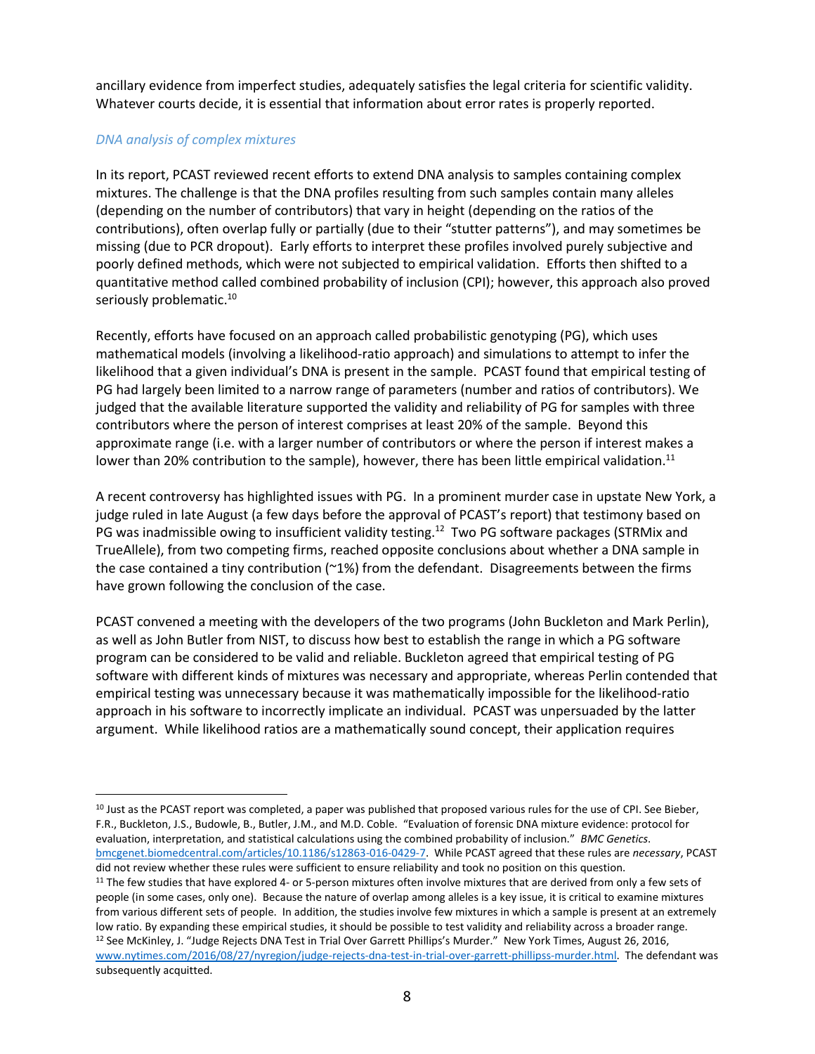ancillary evidence from imperfect studies, adequately satisfies the legal criteria for scientific validity. Whatever courts decide, it is essential that information about error rates is properly reported.

### *DNA analysis of complex mixtures*

In its report, PCAST reviewed recent efforts to extend DNA analysis to samples containing complex mixtures. The challenge is that the DNA profiles resulting from such samples contain many alleles (depending on the number of contributors) that vary in height (depending on the ratios of the contributions), often overlap fully or partially (due to their "stutter patterns"), and may sometimes be missing (due to PCR dropout). Early efforts to interpret these profiles involved purely subjective and poorly defined methods, which were not subjected to empirical validation. Efforts then shifted to a quantitative method called combined probability of inclusion (CPI); however, this approach also proved seriously problematic.[10]

Recently, efforts have focused on an approach called probabilistic genotyping (PG), which uses mathematical models (involving a likelihood-ratio approach) and simulations to attempt to infer the likelihood that a given individual's DNA is present in the sample. PCAST found that empirical testing of PG had largely been limited to a narrow range of parameters (number and ratios of contributors). We judged that the available literature supported the validity and reliability of PG for samples with three contributors where the person of interest comprises at least 20% of the sample. Beyond this approximate range (i.e. with a larger number of contributors or where the person if interest makes a lower than 20% contribution to the sample), however, there has been little empirical validation.[11]

A recent controversy has highlighted issues with PG. In a prominent murder case in upstate New York, a judge ruled in late August (a few days before the approval of PCAST's report) that testimony based on PG was inadmissible owing to insufficient validity testing.[12] Two PG software packages (STRMix and TrueAllele), from two competing firms, reached opposite conclusions about whether a DNA sample in the case contained a tiny contribution (~1%) from the defendant. Disagreements between the firms have grown following the conclusion of the case.

PCAST convened a meeting with the developers of the two programs (John Buckleton and Mark Perlin), as well as John Butler from NIST, to discuss how best to establish the range in which a PG software program can be considered to be valid and reliable. Buckleton agreed that empirical testing of PG software with different kinds of mixtures was necessary and appropriate, whereas Perlin contended that empirical testing was unnecessary because it was mathematically impossible for the likelihood-ratio approach in his software to incorrectly implicate an individual. PCAST was unpersuaded by the latter argument. While likelihood ratios are a mathematically sound concept, their application requires

---

[10] Just as the PCAST report was completed, a paper was published that proposed various rules for the use of CPI. See Bieber, F.R., Buckleton, J.S., Budowle, B., Butler, J.M., and M.D. Coble. "Evaluation of forensic DNA mixture evidence: protocol for evaluation, interpretation, and statistical calculations using the combined probability of inclusion." *BMC Genetics*. bmcgenet.biomedcentral.com/articles/10.1186/s12863-016-0429-7. While PCAST agreed that these rules are *necessary*, PCAST did not review whether these rules were sufficient to ensure reliability and took no position on this question.

[11] The few studies that have explored 4- or 5-person mixtures often involve mixtures that are derived from only a few sets of people (in some cases, only one). Because the nature of overlap among alleles is a key issue, it is critical to examine mixtures from various different sets of people. In addition, the studies involve few mixtures in which a sample is present at an extremely low ratio. By expanding these empirical studies, it should be possible to test validity and reliability across a broader range.

[12] See McKinley, J. "Judge Rejects DNA Test in Trial Over Garrett Phillips's Murder." New York Times, August 26, 2016, www.nytimes.com/2016/08/27/nyregion/judge-rejects-dna-test-in-trial-over-garrett-phillipss-murder.html. The defendant was subsequently acquitted.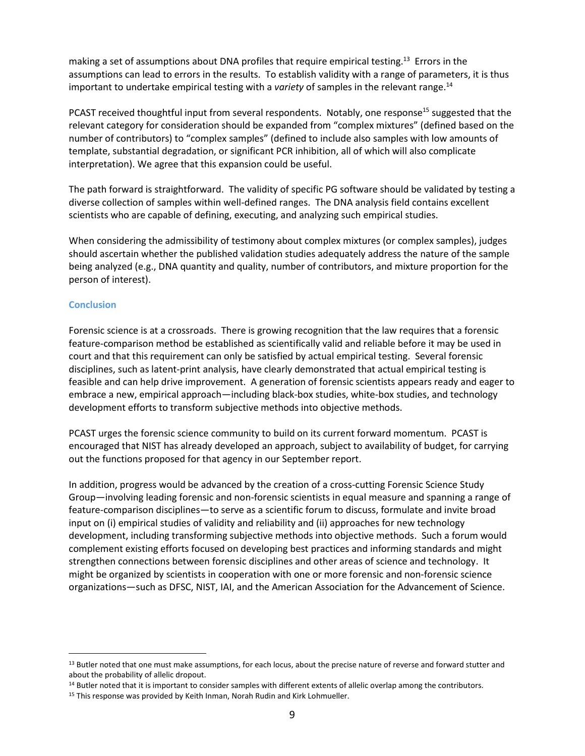making a set of assumptions about DNA profiles that require empirical testing.[13] Errors in the assumptions can lead to errors in the results. To establish validity with a range of parameters, it is thus important to undertake empirical testing with a *variety* of samples in the relevant range.[14]

PCAST received thoughtful input from several respondents. Notably, one response[15] suggested that the relevant category for consideration should be expanded from "complex mixtures" (defined based on the number of contributors) to "complex samples" (defined to include also samples with low amounts of template, substantial degradation, or significant PCR inhibition, all of which will also complicate interpretation). We agree that this expansion could be useful.

The path forward is straightforward. The validity of specific PG software should be validated by testing a diverse collection of samples within well-defined ranges. The DNA analysis field contains excellent scientists who are capable of defining, executing, and analyzing such empirical studies.

When considering the admissibility of testimony about complex mixtures (or complex samples), judges should ascertain whether the published validation studies adequately address the nature of the sample being analyzed (e.g., DNA quantity and quality, number of contributors, and mixture proportion for the person of interest).

### Conclusion

Forensic science is at a crossroads. There is growing recognition that the law requires that a forensic feature-comparison method be established as scientifically valid and reliable before it may be used in court and that this requirement can only be satisfied by actual empirical testing. Several forensic disciplines, such as latent-print analysis, have clearly demonstrated that actual empirical testing is feasible and can help drive improvement. A generation of forensic scientists appears ready and eager to embrace a new, empirical approach—including black-box studies, white-box studies, and technology development efforts to transform subjective methods into objective methods.

PCAST urges the forensic science community to build on its current forward momentum. PCAST is encouraged that NIST has already developed an approach, subject to availability of budget, for carrying out the functions proposed for that agency in our September report.

In addition, progress would be advanced by the creation of a cross-cutting Forensic Science Study Group—involving leading forensic and non-forensic scientists in equal measure and spanning a range of feature-comparison disciplines—to serve as a scientific forum to discuss, formulate and invite broad input on (i) empirical studies of validity and reliability and (ii) approaches for new technology development, including transforming subjective methods into objective methods. Such a forum would complement existing efforts focused on developing best practices and informing standards and might strengthen connections between forensic disciplines and other areas of science and technology. It might be organized by scientists in cooperation with one or more forensic and non-forensic science organizations—such as DFSC, NIST, IAI, and the American Association for the Advancement of Science.

---

[13] Butler noted that one must make assumptions, for each locus, about the precise nature of reverse and forward stutter and about the probability of allelic dropout.

[14] Butler noted that it is important to consider samples with different extents of allelic overlap among the contributors.

[15] This response was provided by Keith Inman, Norah Rudin and Kirk Lohmueller.